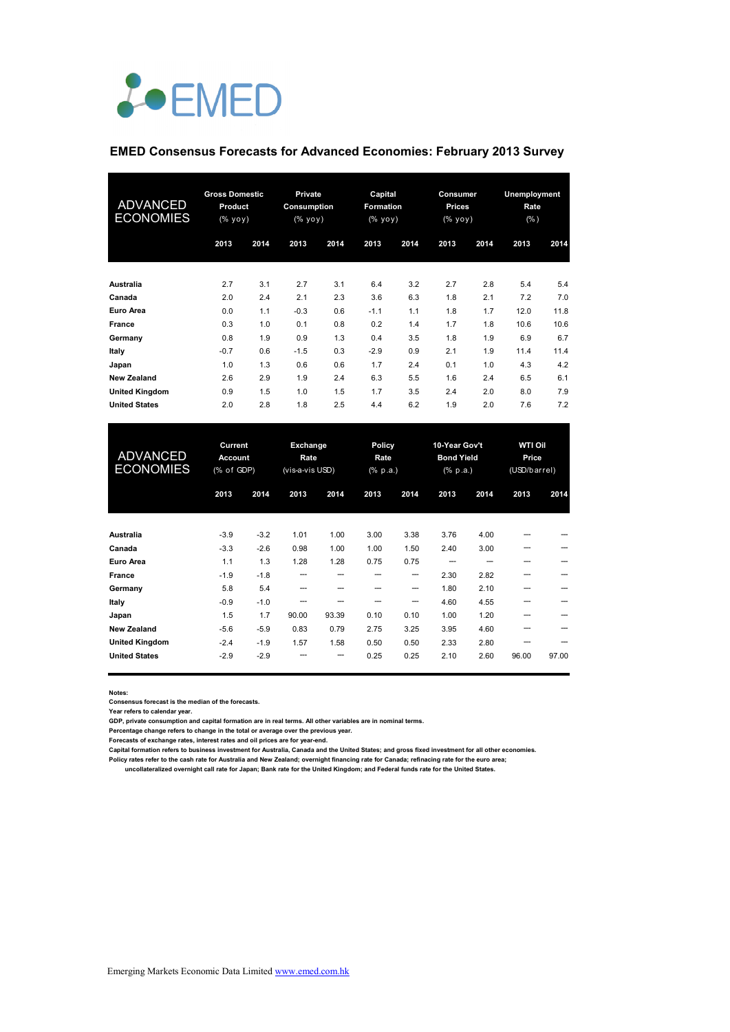EMED

# EMED Consensus Forecasts for Advanced Economies: February 2013 Survey

| ADVANCED ECONOMIES | Gross Domestic Product (% yoy) | | Private Consumption (% yoy) | | Capital Formation (% yoy) | | Consumer Prices (% yoy) | | Unemployment Rate (%) | |
|---|---|---|---|---|---|---|---|---|---|---|
| | 2013 | 2014 | 2013 | 2014 | 2013 | 2014 | 2013 | 2014 | 2013 | 2014 |
| **Australia** | 2.7 | 3.1 | 2.7 | 3.1 | 6.4 | 3.2 | 2.7 | 2.8 | 5.4 | 5.4 |
| **Canada** | 2.0 | 2.4 | 2.1 | 2.3 | 3.6 | 6.3 | 1.8 | 2.1 | 7.2 | 7.0 |
| **Euro Area** | 0.0 | 1.1 | -0.3 | 0.6 | -1.1 | 1.1 | 1.8 | 1.7 | 12.0 | 11.8 |
| **France** | 0.3 | 1.0 | 0.1 | 0.8 | 0.2 | 1.4 | 1.7 | 1.8 | 10.6 | 10.6 |
| **Germany** | 0.8 | 1.9 | 0.9 | 1.3 | 0.4 | 3.5 | 1.8 | 1.9 | 6.9 | 6.7 |
| **Italy** | -0.7 | 0.6 | -1.5 | 0.3 | -2.9 | 0.9 | 2.1 | 1.9 | 11.4 | 11.4 |
| **Japan** | 1.0 | 1.3 | 0.6 | 0.6 | 1.7 | 2.4 | 0.1 | 1.0 | 4.3 | 4.2 |
| **New Zealand** | 2.6 | 2.9 | 1.9 | 2.4 | 6.3 | 5.5 | 1.6 | 2.4 | 6.5 | 6.1 |
| **United Kingdom** | 0.9 | 1.5 | 1.0 | 1.5 | 1.7 | 3.5 | 2.4 | 2.0 | 8.0 | 7.9 |
| **United States** | 2.0 | 2.8 | 1.8 | 2.5 | 4.4 | 6.2 | 1.9 | 2.0 | 7.6 | 7.2 |

| ADVANCED ECONOMIES | Current Account (% of GDP) | | Exchange Rate (vis-a-vis USD) | | Policy Rate (% p.a.) | | 10-Year Gov't Bond Yield (% p.a.) | | WTI Oil Price (USD/barrel) | |
|---|---|---|---|---|---|---|---|---|---|---|
| | 2013 | 2014 | 2013 | 2014 | 2013 | 2014 | 2013 | 2014 | 2013 | 2014 |
| **Australia** | -3.9 | -3.2 | 1.01 | 1.00 | 3.00 | 3.38 | 3.76 | 4.00 | --- | --- |
| **Canada** | -3.3 | -2.6 | 0.98 | 1.00 | 1.00 | 1.50 | 2.40 | 3.00 | --- | --- |
| **Euro Area** | 1.1 | 1.3 | 1.28 | 1.28 | 0.75 | 0.75 | --- | --- | --- | --- |
| **France** | -1.9 | -1.8 | --- | --- | --- | --- | 2.30 | 2.82 | --- | --- |
| **Germany** | 5.8 | 5.4 | --- | --- | --- | --- | 1.80 | 2.10 | --- | --- |
| **Italy** | -0.9 | -1.0 | --- | --- | --- | --- | 4.60 | 4.55 | --- | --- |
| **Japan** | 1.5 | 1.7 | 90.00 | 93.39 | 0.10 | 0.10 | 1.00 | 1.20 | --- | --- |
| **New Zealand** | -5.6 | -5.9 | 0.83 | 0.79 | 2.75 | 3.25 | 3.95 | 4.60 | --- | --- |
| **United Kingdom** | -2.4 | -1.9 | 1.57 | 1.58 | 0.50 | 0.50 | 2.33 | 2.80 | --- | --- |
| **United States** | -2.9 | -2.9 | --- | --- | 0.25 | 0.25 | 2.10 | 2.60 | 96.00 | 97.00 |

**Notes:**
Consensus forecast is the median of the forecasts.
Year refers to calendar year.
GDP, private consumption and capital formation are in real terms. All other variables are in nominal terms.
Percentage change refers to change in the total or average over the previous year.
Forecasts of exchange rates, interest rates and oil prices are for year-end.
Capital formation refers to business investment for Australia, Canada and the United States; and gross fixed investment for all other economies.
Policy rates refer to the cash rate for Australia and New Zealand; overnight financing rate for Canada; refinacing rate for the euro area;
uncollateralized overnight call rate for Japan; Bank rate for the United Kingdom; and Federal funds rate for the United States.

Emerging Markets Economic Data Limited [www.emed.com.hk](http://www.emed.com.hk)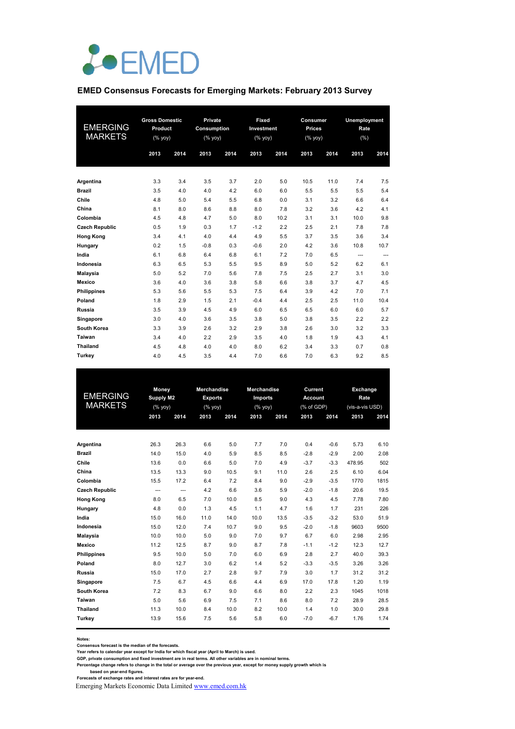EMED

## EMED Consensus Forecasts for Emerging Markets: February 2013 Survey

| EMERGING MARKETS | Gross Domestic Product (% yoy) | | Private Consumption (% yoy) | | Fixed Investment (% yoy) | | Consumer Prices (% yoy) | | Unemployment Rate (%) | |
|---|---|---|---|---|---|---|---|---|---|---|
| | 2013 | 2014 | 2013 | 2014 | 2013 | 2014 | 2013 | 2014 | 2013 | 2014 |
| **Argentina** | 3.3 | 3.4 | 3.5 | 3.7 | 2.0 | 5.0 | 10.5 | 11.0 | 7.4 | 7.5 |
| **Brazil** | 3.5 | 4.0 | 4.0 | 4.2 | 6.0 | 6.0 | 5.5 | 5.5 | 5.5 | 5.4 |
| **Chile** | 4.8 | 5.0 | 5.4 | 5.5 | 6.8 | 0.0 | 3.1 | 3.2 | 6.6 | 6.4 |
| **China** | 8.1 | 8.0 | 8.6 | 8.8 | 8.0 | 7.8 | 3.2 | 3.6 | 4.2 | 4.1 |
| **Colombia** | 4.5 | 4.8 | 4.7 | 5.0 | 8.0 | 10.2 | 3.1 | 3.1 | 10.0 | 9.8 |
| **Czech Republic** | 0.5 | 1.9 | 0.3 | 1.7 | -1.2 | 2.2 | 2.5 | 2.1 | 7.8 | 7.8 |
| **Hong Kong** | 3.4 | 4.1 | 4.0 | 4.4 | 4.9 | 5.5 | 3.7 | 3.5 | 3.6 | 3.4 |
| **Hungary** | 0.2 | 1.5 | -0.8 | 0.3 | -0.6 | 2.0 | 4.2 | 3.6 | 10.8 | 10.7 |
| **India** | 6.1 | 6.8 | 6.4 | 6.8 | 6.1 | 7.2 | 7.0 | 6.5 | --- | --- |
| **Indonesia** | 6.3 | 6.5 | 5.3 | 5.5 | 9.5 | 8.9 | 5.0 | 5.2 | 6.2 | 6.1 |
| **Malaysia** | 5.0 | 5.2 | 7.0 | 5.6 | 7.8 | 7.5 | 2.5 | 2.7 | 3.1 | 3.0 |
| **Mexico** | 3.6 | 4.0 | 3.6 | 3.8 | 5.8 | 6.6 | 3.8 | 3.7 | 4.7 | 4.5 |
| **Philippines** | 5.3 | 5.6 | 5.5 | 5.3 | 7.5 | 6.4 | 3.9 | 4.2 | 7.0 | 7.1 |
| **Poland** | 1.8 | 2.9 | 1.5 | 2.1 | -0.4 | 4.4 | 2.5 | 2.5 | 11.0 | 10.4 |
| **Russia** | 3.5 | 3.9 | 4.5 | 4.9 | 6.0 | 6.5 | 6.5 | 6.0 | 6.0 | 5.7 |
| **Singapore** | 3.0 | 4.0 | 3.6 | 3.5 | 3.8 | 5.0 | 3.8 | 3.5 | 2.2 | 2.2 |
| **South Korea** | 3.3 | 3.9 | 2.6 | 3.2 | 2.9 | 3.8 | 2.6 | 3.0 | 3.2 | 3.3 |
| **Taiwan** | 3.4 | 4.0 | 2.2 | 2.9 | 3.5 | 4.0 | 1.8 | 1.9 | 4.3 | 4.1 |
| **Thailand** | 4.5 | 4.8 | 4.0 | 4.0 | 8.0 | 6.2 | 3.4 | 3.3 | 0.7 | 0.8 |
| **Turkey** | 4.0 | 4.5 | 3.5 | 4.4 | 7.0 | 6.6 | 7.0 | 6.3 | 9.2 | 8.5 |

| EMERGING MARKETS | Money Supply M2 (% yoy) | | Merchandise Exports (% yoy) | | Merchandise Imports (% yoy) | | Current Account (% of GDP) | | Exchange Rate (vis-a-vis USD) | |
|---|---|---|---|---|---|---|---|---|---|---|
| | 2013 | 2014 | 2013 | 2014 | 2013 | 2014 | 2013 | 2014 | 2013 | 2014 |
| **Argentina** | 26.3 | 26.3 | 6.6 | 5.0 | 7.7 | 7.0 | 0.4 | -0.6 | 5.73 | 6.10 |
| **Brazil** | 14.0 | 15.0 | 4.0 | 5.9 | 8.5 | 8.5 | -2.8 | -2.9 | 2.00 | 2.08 |
| **Chile** | 13.6 | 0.0 | 6.6 | 5.0 | 7.0 | 4.9 | -3.7 | -3.3 | 478.95 | 502 |
| **China** | 13.5 | 13.3 | 9.0 | 10.5 | 9.1 | 11.0 | 2.6 | 2.5 | 6.10 | 6.04 |
| **Colombia** | 15.5 | 17.2 | 6.4 | 7.2 | 8.4 | 9.0 | -2.9 | -3.5 | 1770 | 1815 |
| **Czech Republic** | --- | --- | 4.2 | 6.6 | 3.6 | 5.9 | -2.0 | -1.8 | 20.6 | 19.5 |
| **Hong Kong** | 8.0 | 6.5 | 7.0 | 10.0 | 8.5 | 9.0 | 4.3 | 4.5 | 7.78 | 7.80 |
| **Hungary** | 4.8 | 0.0 | 1.3 | 4.5 | 1.1 | 4.7 | 1.6 | 1.7 | 231 | 226 |
| **India** | 15.0 | 16.0 | 11.0 | 14.0 | 10.0 | 13.5 | -3.5 | -3.2 | 53.0 | 51.9 |
| **Indonesia** | 15.0 | 12.0 | 7.4 | 10.7 | 9.0 | 9.5 | -2.0 | -1.8 | 9603 | 9500 |
| **Malaysia** | 10.0 | 10.0 | 5.0 | 9.0 | 7.0 | 9.7 | 6.7 | 6.0 | 2.98 | 2.95 |
| **Mexico** | 11.2 | 12.5 | 8.7 | 9.0 | 8.7 | 7.8 | -1.1 | -1.2 | 12.3 | 12.7 |
| **Philippines** | 9.5 | 10.0 | 5.0 | 7.0 | 6.0 | 6.9 | 2.8 | 2.7 | 40.0 | 39.3 |
| **Poland** | 8.0 | 12.7 | 3.0 | 6.2 | 1.4 | 5.2 | -3.3 | -3.5 | 3.26 | 3.26 |
| **Russia** | 15.0 | 17.0 | 2.7 | 2.8 | 9.7 | 7.9 | 3.0 | 1.7 | 31.2 | 31.2 |
| **Singapore** | 7.5 | 6.7 | 4.5 | 6.6 | 4.4 | 6.9 | 17.0 | 17.8 | 1.20 | 1.19 |
| **South Korea** | 7.2 | 8.3 | 6.7 | 9.0 | 6.6 | 8.0 | 2.2 | 2.3 | 1045 | 1018 |
| **Taiwan** | 5.0 | 5.6 | 6.9 | 7.5 | 7.1 | 8.6 | 8.0 | 7.2 | 28.9 | 28.5 |
| **Thailand** | 11.3 | 10.0 | 8.4 | 10.0 | 8.2 | 10.0 | 1.4 | 1.0 | 30.0 | 29.8 |
| **Turkey** | 13.9 | 15.6 | 7.5 | 5.6 | 5.8 | 6.0 | -7.0 | -6.7 | 1.76 | 1.74 |

**Notes:**
**Consensus forecast is the median of the forecasts.**
**Year refers to calendar year except for India for which fiscal year (April to March) is used.**
**GDP, private consumption and fixed investment are in real terms. All other variables are in nominal terms.**
**Percentage change refers to change in the total or average over the previous year, except for money supply growth which is based on year-end figures.**
**Forecasts of exchange rates and interest rates are for year-end.**

Emerging Markets Economic Data Limited www.emed.com.hk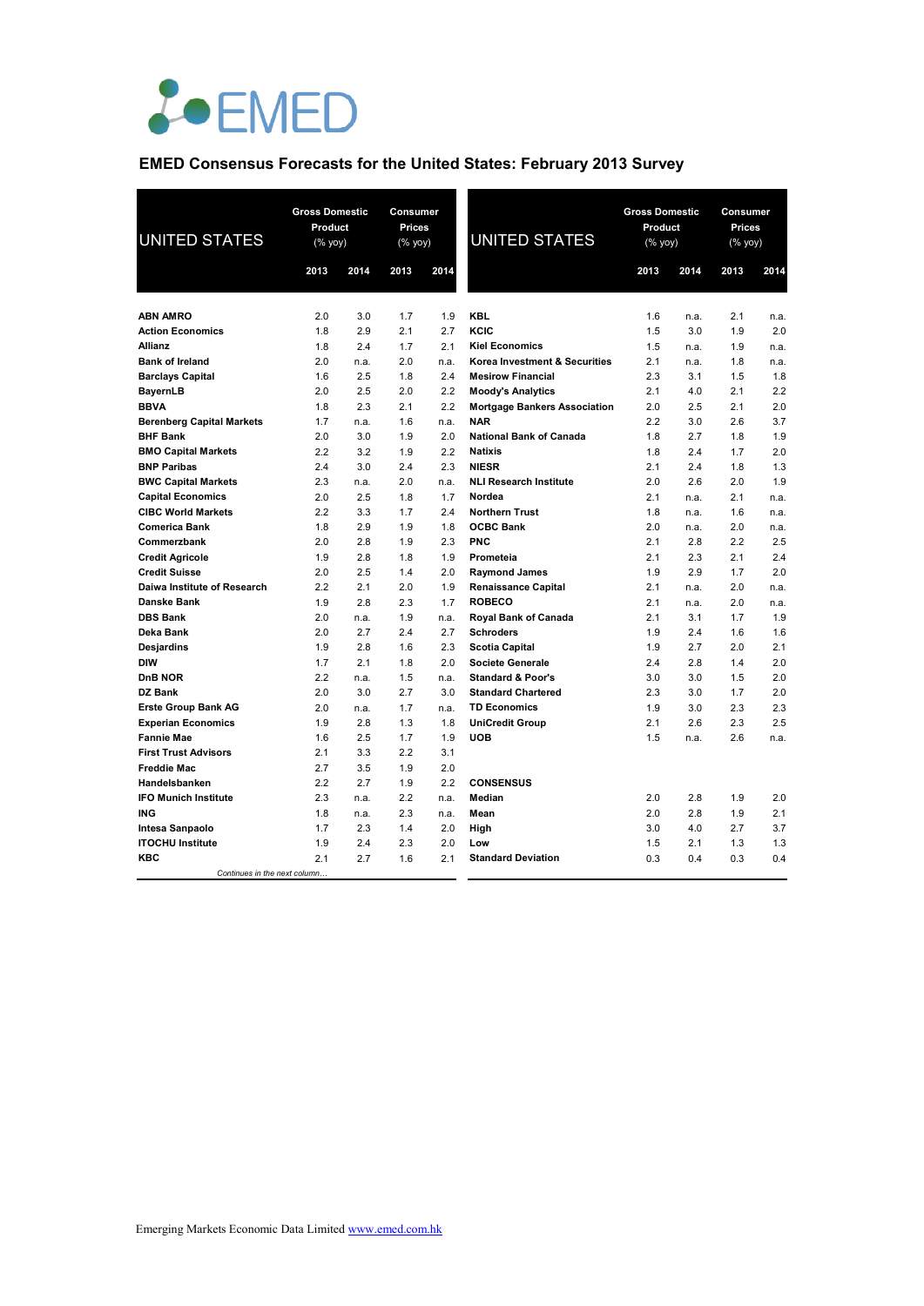EMED

## EMED Consensus Forecasts for the United States: February 2013 Survey

| UNITED STATES | Gross Domestic Product (% yoy) | | Consumer Prices (% yoy) | |
|---|---|---|---|---|
| | 2013 | 2014 | 2013 | 2014 |
| **ABN AMRO** | 2.0 | 3.0 | 1.7 | 1.9 |
| **Action Economics** | 1.8 | 2.9 | 2.1 | 2.7 |
| **Allianz** | 1.8 | 2.4 | 1.7 | 2.1 |
| **Bank of Ireland** | 2.0 | n.a. | 2.0 | n.a. |
| **Barclays Capital** | 1.6 | 2.5 | 1.8 | 2.4 |
| **BayernLB** | 2.0 | 2.5 | 2.0 | 2.2 |
| **BBVA** | 1.8 | 2.3 | 2.1 | 2.2 |
| **Berenberg Capital Markets** | 1.7 | n.a. | 1.6 | n.a. |
| **BHF Bank** | 2.0 | 3.0 | 1.9 | 2.0 |
| **BMO Capital Markets** | 2.2 | 3.2 | 1.9 | 2.2 |
| **BNP Paribas** | 2.4 | 3.0 | 2.4 | 2.3 |
| **BWC Capital Markets** | 2.3 | n.a. | 2.0 | n.a. |
| **Capital Economics** | 2.0 | 2.5 | 1.8 | 1.7 |
| **CIBC World Markets** | 2.2 | 3.3 | 1.7 | 2.4 |
| **Comerica Bank** | 1.8 | 2.9 | 1.9 | 1.8 |
| **Commerzbank** | 2.0 | 2.8 | 1.9 | 2.3 |
| **Credit Agricole** | 1.9 | 2.8 | 1.8 | 1.9 |
| **Credit Suisse** | 2.0 | 2.5 | 1.4 | 2.0 |
| **Daiwa Institute of Research** | 2.2 | 2.1 | 2.0 | 1.9 |
| **Danske Bank** | 1.9 | 2.8 | 2.3 | 1.7 |
| **DBS Bank** | 2.0 | n.a. | 1.9 | n.a. |
| **Deka Bank** | 2.0 | 2.7 | 2.4 | 2.7 |
| **Desjardins** | 1.9 | 2.8 | 1.6 | 2.3 |
| **DIW** | 1.7 | 2.1 | 1.8 | 2.0 |
| **DnB NOR** | 2.2 | n.a. | 1.5 | n.a. |
| **DZ Bank** | 2.0 | 3.0 | 2.7 | 3.0 |
| **Erste Group Bank AG** | 2.0 | n.a. | 1.7 | n.a. |
| **Experian Economics** | 1.9 | 2.8 | 1.3 | 1.8 |
| **Fannie Mae** | 1.6 | 2.5 | 1.7 | 1.9 |
| **First Trust Advisors** | 2.1 | 3.3 | 2.2 | 3.1 |
| **Freddie Mac** | 2.7 | 3.5 | 1.9 | 2.0 |
| **Handelsbanken** | 2.2 | 2.7 | 1.9 | 2.2 |
| **IFO Munich Institute** | 2.3 | n.a. | 2.2 | n.a. |
| **ING** | 1.8 | n.a. | 2.3 | n.a. |
| **Intesa Sanpaolo** | 1.7 | 2.3 | 1.4 | 2.0 |
| **ITOCHU Institute** | 1.9 | 2.4 | 2.3 | 2.0 |
| **KBC** | 2.1 | 2.7 | 1.6 | 2.1 |
| **KBL** | 1.6 | n.a. | 2.1 | n.a. |
| **KCIC** | 1.5 | 3.0 | 1.9 | 2.0 |
| **Kiel Economics** | 1.5 | n.a. | 1.9 | n.a. |
| **Korea Investment & Securities** | 2.1 | n.a. | 1.8 | n.a. |
| **Mesirow Financial** | 2.3 | 3.1 | 1.5 | 1.8 |
| **Moody's Analytics** | 2.1 | 4.0 | 2.1 | 2.2 |
| **Mortgage Bankers Association** | 2.0 | 2.5 | 2.1 | 2.0 |
| **NAR** | 2.2 | 3.0 | 2.6 | 3.7 |
| **National Bank of Canada** | 1.8 | 2.7 | 1.8 | 1.9 |
| **Natixis** | 1.8 | 2.4 | 1.7 | 2.0 |
| **NIESR** | 2.1 | 2.4 | 1.8 | 1.3 |
| **NLI Research Institute** | 2.0 | 2.6 | 2.0 | 1.9 |
| **Nordea** | 2.1 | n.a. | 2.1 | n.a. |
| **Northern Trust** | 1.8 | n.a. | 1.6 | n.a. |
| **OCBC Bank** | 2.0 | n.a. | 2.0 | n.a. |
| **PNC** | 2.1 | 2.8 | 2.2 | 2.5 |
| **Prometeia** | 2.1 | 2.3 | 2.1 | 2.4 |
| **Raymond James** | 1.9 | 2.9 | 1.7 | 2.0 |
| **Renaissance Capital** | 2.1 | n.a. | 2.0 | n.a. |
| **ROBECO** | 2.1 | n.a. | 2.0 | n.a. |
| **Royal Bank of Canada** | 2.1 | 3.1 | 1.7 | 1.9 |
| **Schroders** | 1.9 | 2.4 | 1.6 | 1.6 |
| **Scotia Capital** | 1.9 | 2.7 | 2.0 | 2.1 |
| **Societe Generale** | 2.4 | 2.8 | 1.4 | 2.0 |
| **Standard & Poor's** | 3.0 | 3.0 | 1.5 | 2.0 |
| **Standard Chartered** | 2.3 | 3.0 | 1.7 | 2.0 |
| **TD Economics** | 1.9 | 3.0 | 2.3 | 2.3 |
| **UniCredit Group** | 2.1 | 2.6 | 2.3 | 2.5 |
| **UOB** | 1.5 | n.a. | 2.6 | n.a. |
| **CONSENSUS** | | | | |
| **Median** | 2.0 | 2.8 | 1.9 | 2.0 |
| **Mean** | 2.0 | 2.8 | 1.9 | 2.1 |
| **High** | 3.0 | 4.0 | 2.7 | 3.7 |
| **Low** | 1.5 | 2.1 | 1.3 | 1.3 |
| **Standard Deviation** | 0.3 | 0.4 | 0.3 | 0.4 |

Emerging Markets Economic Data Limited www.emed.com.hk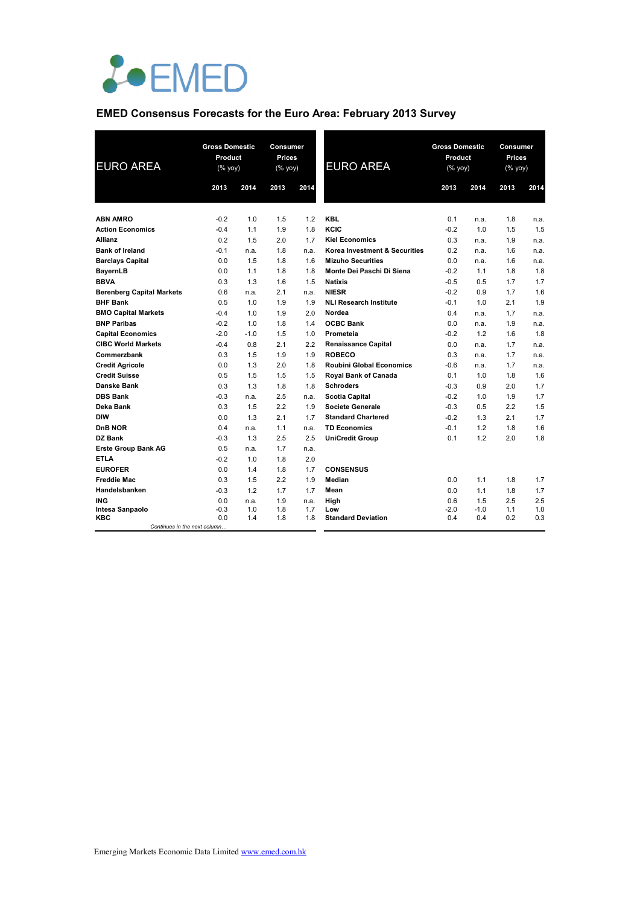EMED

## EMED Consensus Forecasts for the Euro Area: February 2013 Survey

| EURO AREA | Gross Domestic Product (% yoy) | | Consumer Prices (% yoy) | |
|---|---|---|---|---|
| | 2013 | 2014 | 2013 | 2014 |
| **ABN AMRO** | -0.2 | 1.0 | 1.5 | 1.2 |
| **Action Economics** | -0.4 | 1.1 | 1.9 | 1.8 |
| **Allianz** | 0.2 | 1.5 | 2.0 | 1.7 |
| **Bank of Ireland** | -0.1 | n.a. | 1.8 | n.a. |
| **Barclays Capital** | 0.0 | 1.5 | 1.8 | 1.6 |
| **BayernLB** | 0.0 | 1.1 | 1.8 | 1.8 |
| **BBVA** | 0.3 | 1.3 | 1.6 | 1.5 |
| **Berenberg Capital Markets** | 0.6 | n.a. | 2.1 | n.a. |
| **BHF Bank** | 0.5 | 1.0 | 1.9 | 1.9 |
| **BMO Capital Markets** | -0.4 | 1.0 | 1.9 | 2.0 |
| **BNP Paribas** | -0.2 | 1.0 | 1.8 | 1.4 |
| **Capital Economics** | -2.0 | -1.0 | 1.5 | 1.0 |
| **CIBC World Markets** | -0.4 | 0.8 | 2.1 | 2.2 |
| **Commerzbank** | 0.3 | 1.5 | 1.9 | 1.9 |
| **Credit Agricole** | 0.0 | 1.3 | 2.0 | 1.8 |
| **Credit Suisse** | 0.5 | 1.5 | 1.5 | 1.5 |
| **Danske Bank** | 0.3 | 1.3 | 1.8 | 1.8 |
| **DBS Bank** | -0.3 | n.a. | 2.5 | n.a. |
| **Deka Bank** | 0.3 | 1.5 | 2.2 | 1.9 |
| **DIW** | 0.0 | 1.3 | 2.1 | 1.7 |
| **DnB NOR** | 0.4 | n.a. | 1.1 | n.a. |
| **DZ Bank** | -0.3 | 1.3 | 2.5 | 2.5 |
| **Erste Group Bank AG** | 0.5 | n.a. | 1.7 | n.a. |
| **ETLA** | -0.2 | 1.0 | 1.8 | 2.0 |
| **EUROFER** | 0.0 | 1.4 | 1.8 | 1.7 |
| **Freddie Mac** | 0.3 | 1.5 | 2.2 | 1.9 |
| **Handelsbanken** | -0.3 | 1.2 | 1.7 | 1.7 |
| **ING** | 0.0 | n.a. | 1.9 | n.a. |
| **Intesa Sanpaolo** | -0.3 | 1.0 | 1.8 | 1.7 |
| **KBC** | 0.0 | 1.4 | 1.8 | 1.8 |
| **KBL** | 0.1 | n.a. | 1.8 | n.a. |
| **KCIC** | -0.2 | 1.0 | 1.5 | 1.5 |
| **Kiel Economics** | 0.3 | n.a. | 1.9 | n.a. |
| **Korea Investment & Securities** | 0.2 | n.a. | 1.6 | n.a. |
| **Mizuho Securities** | 0.0 | n.a. | 1.6 | n.a. |
| **Monte Dei Paschi Di Siena** | -0.2 | 1.1 | 1.8 | 1.8 |
| **Natixis** | -0.5 | 0.5 | 1.7 | 1.7 |
| **NIESR** | -0.2 | 0.9 | 1.7 | 1.6 |
| **NLI Research Institute** | -0.1 | 1.0 | 2.1 | 1.9 |
| **Nordea** | 0.4 | n.a. | 1.7 | n.a. |
| **OCBC Bank** | 0.0 | n.a. | 1.9 | n.a. |
| **Prometeia** | -0.2 | 1.2 | 1.6 | 1.8 |
| **Renaissance Capital** | 0.0 | n.a. | 1.7 | n.a. |
| **ROBECO** | 0.3 | n.a. | 1.7 | n.a. |
| **Roubini Global Economics** | -0.6 | n.a. | 1.7 | n.a. |
| **Royal Bank of Canada** | 0.1 | 1.0 | 1.8 | 1.6 |
| **Schroders** | -0.3 | 0.9 | 2.0 | 1.7 |
| **Scotia Capital** | -0.2 | 1.0 | 1.9 | 1.7 |
| **Societe Generale** | -0.3 | 0.5 | 2.2 | 1.5 |
| **Standard Chartered** | -0.2 | 1.3 | 2.1 | 1.7 |
| **TD Economics** | -0.1 | 1.2 | 1.8 | 1.6 |
| **UniCredit Group** | 0.1 | 1.2 | 2.0 | 1.8 |
| **CONSENSUS** | | | | |
| **Median** | 0.0 | 1.1 | 1.8 | 1.7 |
| **Mean** | 0.0 | 1.1 | 1.8 | 1.7 |
| **High** | 0.6 | 1.5 | 2.5 | 2.5 |
| **Low** | -2.0 | -1.0 | 1.1 | 1.0 |
| **Standard Deviation** | 0.4 | 0.4 | 0.2 | 0.3 |

Emerging Markets Economic Data Limited www.emed.com.hk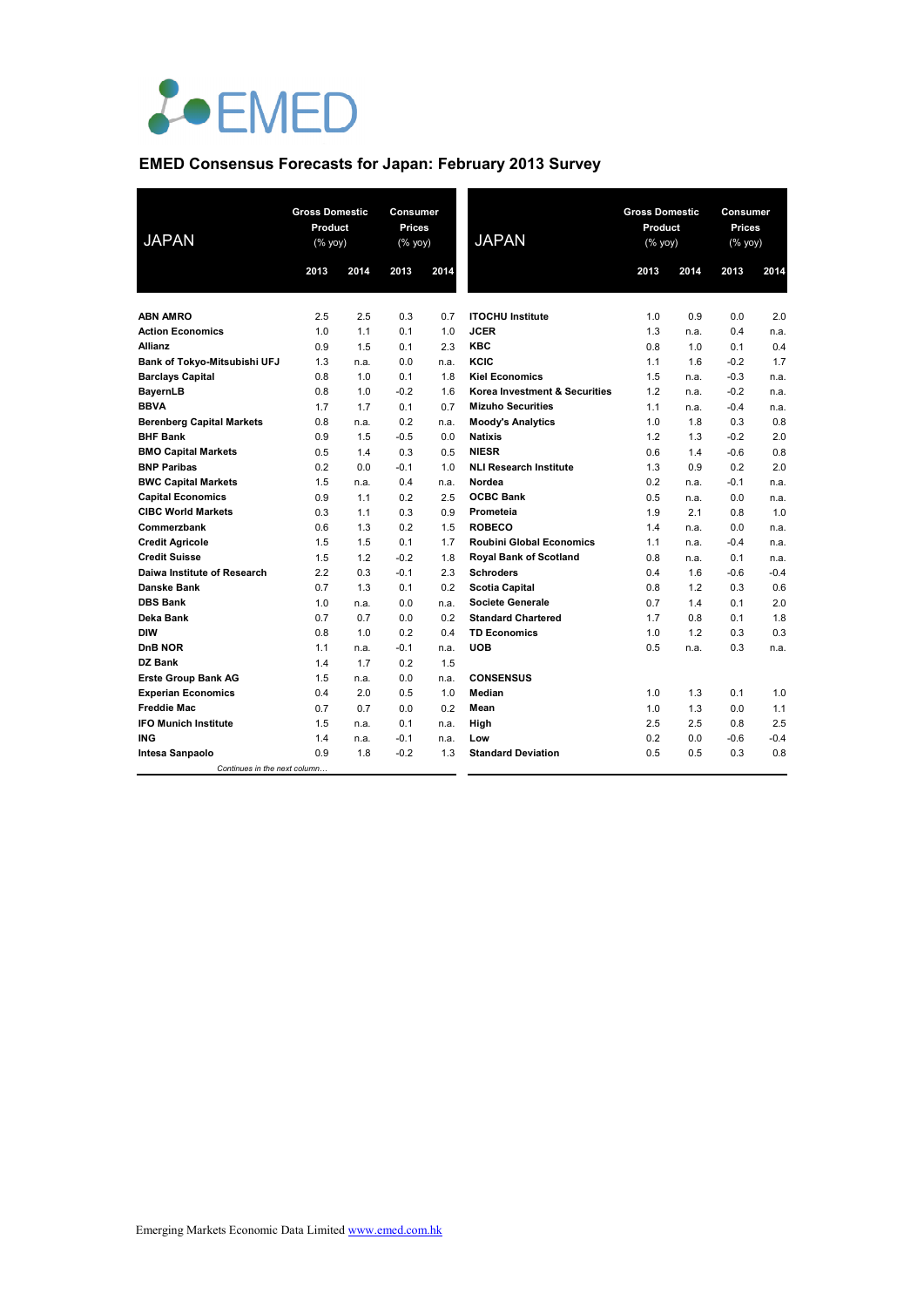EMED

# EMED Consensus Forecasts for Japan: February 2013 Survey

| JAPAN | Gross Domestic Product (% yoy) | | Consumer Prices (% yoy) | |
|---|---|---|---|---|
| | 2013 | 2014 | 2013 | 2014 |
| ABN AMRO | 2.5 | 2.5 | 0.3 | 0.7 |
| Action Economics | 1.0 | 1.1 | 0.1 | 1.0 |
| Allianz | 0.9 | 1.5 | 0.1 | 2.3 |
| Bank of Tokyo-Mitsubishi UFJ | 1.3 | n.a. | 0.0 | n.a. |
| Barclays Capital | 0.8 | 1.0 | 0.1 | 1.8 |
| BayernLB | 0.8 | 1.0 | -0.2 | 1.6 |
| BBVA | 1.7 | 1.7 | 0.1 | 0.7 |
| Berenberg Capital Markets | 0.8 | n.a. | 0.2 | n.a. |
| BHF Bank | 0.9 | 1.5 | -0.5 | 0.0 |
| BMO Capital Markets | 0.5 | 1.4 | 0.3 | 0.5 |
| BNP Paribas | 0.2 | 0.0 | -0.1 | 1.0 |
| BWC Capital Markets | 1.5 | n.a. | 0.4 | n.a. |
| Capital Economics | 0.9 | 1.1 | 0.2 | 2.5 |
| CIBC World Markets | 0.3 | 1.1 | 0.3 | 0.9 |
| Commerzbank | 0.6 | 1.3 | 0.2 | 1.5 |
| Credit Agricole | 1.5 | 1.5 | 0.1 | 1.7 |
| Credit Suisse | 1.5 | 1.2 | -0.2 | 1.8 |
| Daiwa Institute of Research | 2.2 | 0.3 | -0.1 | 2.3 |
| Danske Bank | 0.7 | 1.3 | 0.1 | 0.2 |
| DBS Bank | 1.0 | n.a. | 0.0 | n.a. |
| Deka Bank | 0.7 | 0.7 | 0.0 | 0.2 |
| DIW | 0.8 | 1.0 | 0.2 | 0.4 |
| DnB NOR | 1.1 | n.a. | -0.1 | n.a. |
| DZ Bank | 1.4 | 1.7 | 0.2 | 1.5 |
| Erste Group Bank AG | 1.5 | n.a. | 0.0 | n.a. |
| Experian Economics | 0.4 | 2.0 | 0.5 | 1.0 |
| Freddie Mac | 0.7 | 0.7 | 0.0 | 0.2 |
| IFO Munich Institute | 1.5 | n.a. | 0.1 | n.a. |
| ING | 1.4 | n.a. | -0.1 | n.a. |
| Intesa Sanpaolo | 0.9 | 1.8 | -0.2 | 1.3 |
| ITOCHU Institute | 1.0 | 0.9 | 0.0 | 2.0 |
| JCER | 1.3 | n.a. | 0.4 | n.a. |
| KBC | 0.8 | 1.0 | 0.1 | 0.4 |
| KCIC | 1.1 | 1.6 | -0.2 | 1.7 |
| Kiel Economics | 1.5 | n.a. | -0.3 | n.a. |
| Korea Investment & Securities | 1.2 | n.a. | -0.2 | n.a. |
| Mizuho Securities | 1.1 | n.a. | -0.4 | n.a. |
| Moody's Analytics | 1.0 | 1.8 | 0.3 | 0.8 |
| Natixis | 1.2 | 1.3 | -0.2 | 2.0 |
| NIESR | 0.6 | 1.4 | -0.6 | 0.8 |
| NLI Research Institute | 1.3 | 0.9 | 0.2 | 2.0 |
| Nordea | 0.2 | n.a. | -0.1 | n.a. |
| OCBC Bank | 0.5 | n.a. | 0.0 | n.a. |
| Prometeia | 1.9 | 2.1 | 0.8 | 1.0 |
| ROBECO | 1.4 | n.a. | 0.0 | n.a. |
| Roubini Global Economics | 1.1 | n.a. | -0.4 | n.a. |
| Royal Bank of Scotland | 0.8 | n.a. | 0.1 | n.a. |
| Schroders | 0.4 | 1.6 | -0.6 | -0.4 |
| Scotia Capital | 0.8 | 1.2 | 0.3 | 0.6 |
| Societe Generale | 0.7 | 1.4 | 0.1 | 2.0 |
| Standard Chartered | 1.7 | 0.8 | 0.1 | 1.8 |
| TD Economics | 1.0 | 1.2 | 0.3 | 0.3 |
| UOB | 0.5 | n.a. | 0.3 | n.a. |
| **CONSENSUS** | | | | |
| Median | 1.0 | 1.3 | 0.1 | 1.0 |
| Mean | 1.0 | 1.3 | 0.0 | 1.1 |
| High | 2.5 | 2.5 | 0.8 | 2.5 |
| Low | 0.2 | 0.0 | -0.6 | -0.4 |
| Standard Deviation | 0.5 | 0.5 | 0.3 | 0.8 |

Emerging Markets Economic Data Limited www.emed.com.hk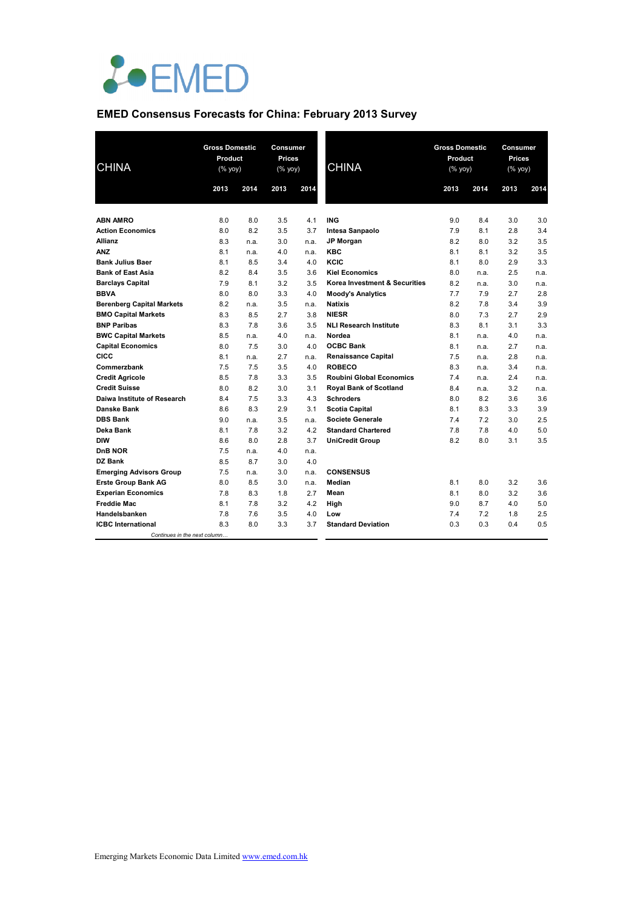EMED

## EMED Consensus Forecasts for China: February 2013 Survey

| CHINA | Gross Domestic Product (% yoy) | | Consumer Prices (% yoy) | |
|---|---|---|---|---|
| | 2013 | 2014 | 2013 | 2014 |
| **ABN AMRO** | 8.0 | 8.0 | 3.5 | 4.1 |
| **Action Economics** | 8.0 | 8.2 | 3.5 | 3.7 |
| **Allianz** | 8.3 | n.a. | 3.0 | n.a. |
| **ANZ** | 8.1 | n.a. | 4.0 | n.a. |
| **Bank Julius Baer** | 8.1 | 8.5 | 3.4 | 4.0 |
| **Bank of East Asia** | 8.2 | 8.4 | 3.5 | 3.6 |
| **Barclays Capital** | 7.9 | 8.1 | 3.2 | 3.5 |
| **BBVA** | 8.0 | 8.0 | 3.3 | 4.0 |
| **Berenberg Capital Markets** | 8.2 | n.a. | 3.5 | n.a. |
| **BMO Capital Markets** | 8.3 | 8.5 | 2.7 | 3.8 |
| **BNP Paribas** | 8.3 | 7.8 | 3.6 | 3.5 |
| **BWC Capital Markets** | 8.5 | n.a. | 4.0 | n.a. |
| **Capital Economics** | 8.0 | 7.5 | 3.0 | 4.0 |
| **CICC** | 8.1 | n.a. | 2.7 | n.a. |
| **Commerzbank** | 7.5 | 7.5 | 3.5 | 4.0 |
| **Credit Agricole** | 8.5 | 7.8 | 3.3 | 3.5 |
| **Credit Suisse** | 8.0 | 8.2 | 3.0 | 3.1 |
| **Daiwa Institute of Research** | 8.4 | 7.5 | 3.3 | 4.3 |
| **Danske Bank** | 8.6 | 8.3 | 2.9 | 3.1 |
| **DBS Bank** | 9.0 | n.a. | 3.5 | n.a. |
| **Deka Bank** | 8.1 | 7.8 | 3.2 | 4.2 |
| **DIW** | 8.6 | 8.0 | 2.8 | 3.7 |
| **DnB NOR** | 7.5 | n.a. | 4.0 | n.a. |
| **DZ Bank** | 8.5 | 8.7 | 3.0 | 4.0 |
| **Emerging Advisors Group** | 7.5 | n.a. | 3.0 | n.a. |
| **Erste Group Bank AG** | 8.0 | 8.5 | 3.0 | n.a. |
| **Experian Economics** | 7.8 | 8.3 | 1.8 | 2.7 |
| **Freddie Mac** | 8.1 | 7.8 | 3.2 | 4.2 |
| **Handelsbanken** | 7.8 | 7.6 | 3.5 | 4.0 |
| **ICBC International** | 8.3 | 8.0 | 3.3 | 3.7 |
| **ING** | 9.0 | 8.4 | 3.0 | 3.0 |
| **Intesa Sanpaolo** | 7.9 | 8.1 | 2.8 | 3.4 |
| **JP Morgan** | 8.2 | 8.0 | 3.2 | 3.5 |
| **KBC** | 8.1 | 8.1 | 3.2 | 3.5 |
| **KCIC** | 8.1 | 8.0 | 2.9 | 3.3 |
| **Kiel Economics** | 8.0 | n.a. | 2.5 | n.a. |
| **Korea Investment & Securities** | 8.2 | n.a. | 3.0 | n.a. |
| **Moody's Analytics** | 7.7 | 7.9 | 2.7 | 2.8 |
| **Natixis** | 8.2 | 7.8 | 3.4 | 3.9 |
| **NIESR** | 8.0 | 7.3 | 2.7 | 2.9 |
| **NLI Research Institute** | 8.3 | 8.1 | 3.1 | 3.3 |
| **Nordea** | 8.1 | n.a. | 4.0 | n.a. |
| **OCBC Bank** | 8.1 | n.a. | 2.7 | n.a. |
| **Renaissance Capital** | 7.5 | n.a. | 2.8 | n.a. |
| **ROBECO** | 8.3 | n.a. | 3.4 | n.a. |
| **Roubini Global Economics** | 7.4 | n.a. | 2.4 | n.a. |
| **Royal Bank of Scotland** | 8.4 | n.a. | 3.2 | n.a. |
| **Schroders** | 8.0 | 8.2 | 3.6 | 3.6 |
| **Scotia Capital** | 8.1 | 8.3 | 3.3 | 3.9 |
| **Societe Generale** | 7.4 | 7.2 | 3.0 | 2.5 |
| **Standard Chartered** | 7.8 | 7.8 | 4.0 | 5.0 |
| **UniCredit Group** | 8.2 | 8.0 | 3.1 | 3.5 |
| **CONSENSUS** | | | | |
| **Median** | 8.1 | 8.0 | 3.2 | 3.6 |
| **Mean** | 8.1 | 8.0 | 3.2 | 3.6 |
| **High** | 9.0 | 8.7 | 4.0 | 5.0 |
| **Low** | 7.4 | 7.2 | 1.8 | 2.5 |
| **Standard Deviation** | 0.3 | 0.3 | 0.4 | 0.5 |

Emerging Markets Economic Data Limited www.emed.com.hk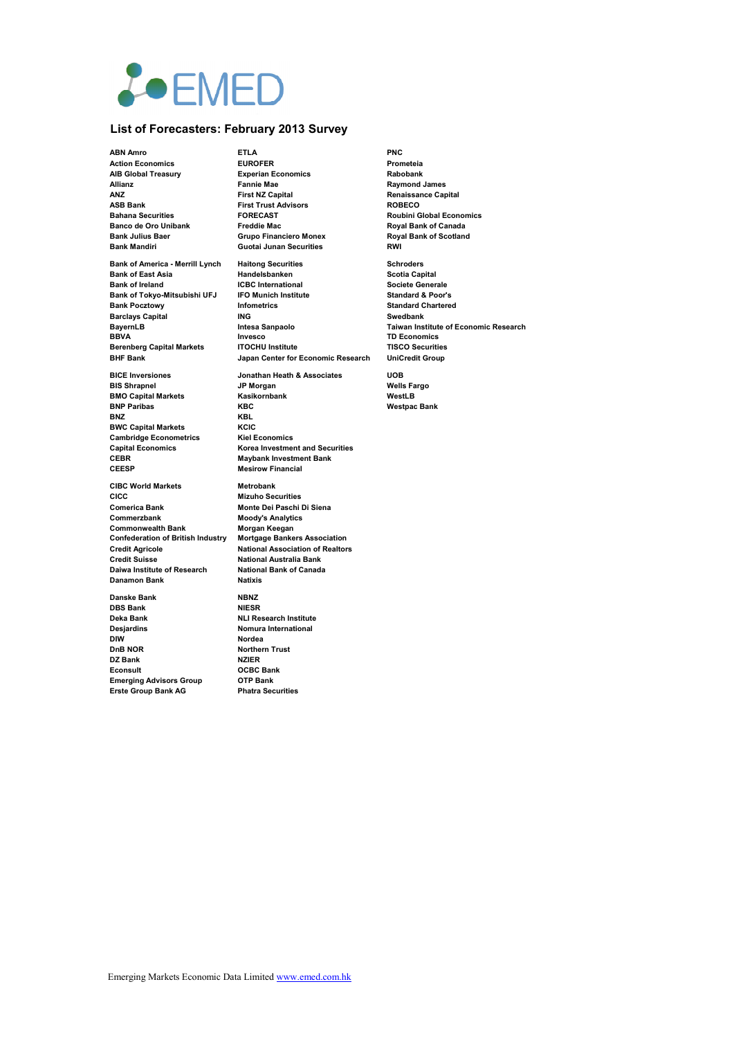EMED

## List of Forecasters: February 2013 Survey

**ABN Amro**
**Action Economics**
**AIB Global Treasury**
**Allianz**
**ANZ**
**ASB Bank**
**Bahana Securities**
**Banco de Oro Unibank**
**Bank Julius Baer**
**Bank Mandiri**

**Bank of America - Merrill Lynch**
**Bank of East Asia**
**Bank of Ireland**
**Bank of Tokyo-Mitsubishi UFJ**
**Bank Pocztowy**
**Barclays Capital**
**BayernLB**
**BBVA**
**Berenberg Capital Markets**
**BHF Bank**

**BICE Inversiones**
**BIS Shrapnel**
**BMO Capital Markets**
**BNP Paribas**
**BNZ**
**BWC Capital Markets**
**Cambridge Econometrics**
**Capital Economics**
**CEBR**
**CEESP**

**CIBC World Markets**
**CICC**
**Comerica Bank**
**Commerzbank**
**Commonwealth Bank**
**Confederation of British Industry**
**Credit Agricole**
**Credit Suisse**
**Daiwa Institute of Research**
**Danamon Bank**

**Danske Bank**
**DBS Bank**
**Deka Bank**
**Desjardins**
**DIW**
**DnB NOR**
**DZ Bank**
**Econsult**
**Emerging Advisors Group**
**Erste Group Bank AG**

**ETLA**
**EUROFER**
**Experian Economics**
**Fannie Mae**
**First NZ Capital**
**First Trust Advisors**
**FORECAST**
**Freddie Mac**
**Grupo Financiero Monex**
**Guotai Junan Securities**

**Haitong Securities**
**Handelsbanken**
**ICBC International**
**IFO Munich Institute**
**Infometrics**
**ING**
**Intesa Sanpaolo**
**Invesco**
**ITOCHU Institute**
**Japan Center for Economic Research**

**Jonathan Heath & Associates**
**JP Morgan**
**Kasikornbank**
**KBC**
**KBL**
**KCIC**
**Kiel Economics**
**Korea Investment and Securities**
**Maybank Investment Bank**
**Mesirow Financial**

**Metrobank**
**Mizuho Securities**
**Monte Dei Paschi Di Siena**
**Moody's Analytics**
**Morgan Keegan**
**Mortgage Bankers Association**
**National Association of Realtors**
**National Australia Bank**
**National Bank of Canada**
**Natixis**

**NBNZ**
**NIESR**
**NLI Research Institute**
**Nomura International**
**Nordea**
**Northern Trust**
**NZIER**
**OCBC Bank**
**OTP Bank**
**Phatra Securities**

**PNC**
**Prometeia**
**Rabobank**
**Raymond James**
**Renaissance Capital**
**ROBECO**
**Roubini Global Economics**
**Royal Bank of Canada**
**Royal Bank of Scotland**
**RWI**

**Schroders**
**Scotia Capital**
**Societe Generale**
**Standard & Poor's**
**Standard Chartered**
**Swedbank**
**Taiwan Institute of Economic Research**
**TD Economics**
**TISCO Securities**
**UniCredit Group**

**UOB**
**Wells Fargo**
**WestLB**
**Westpac Bank**

Emerging Markets Economic Data Limited [www.emed.com.hk](http://www.emed.com.hk)